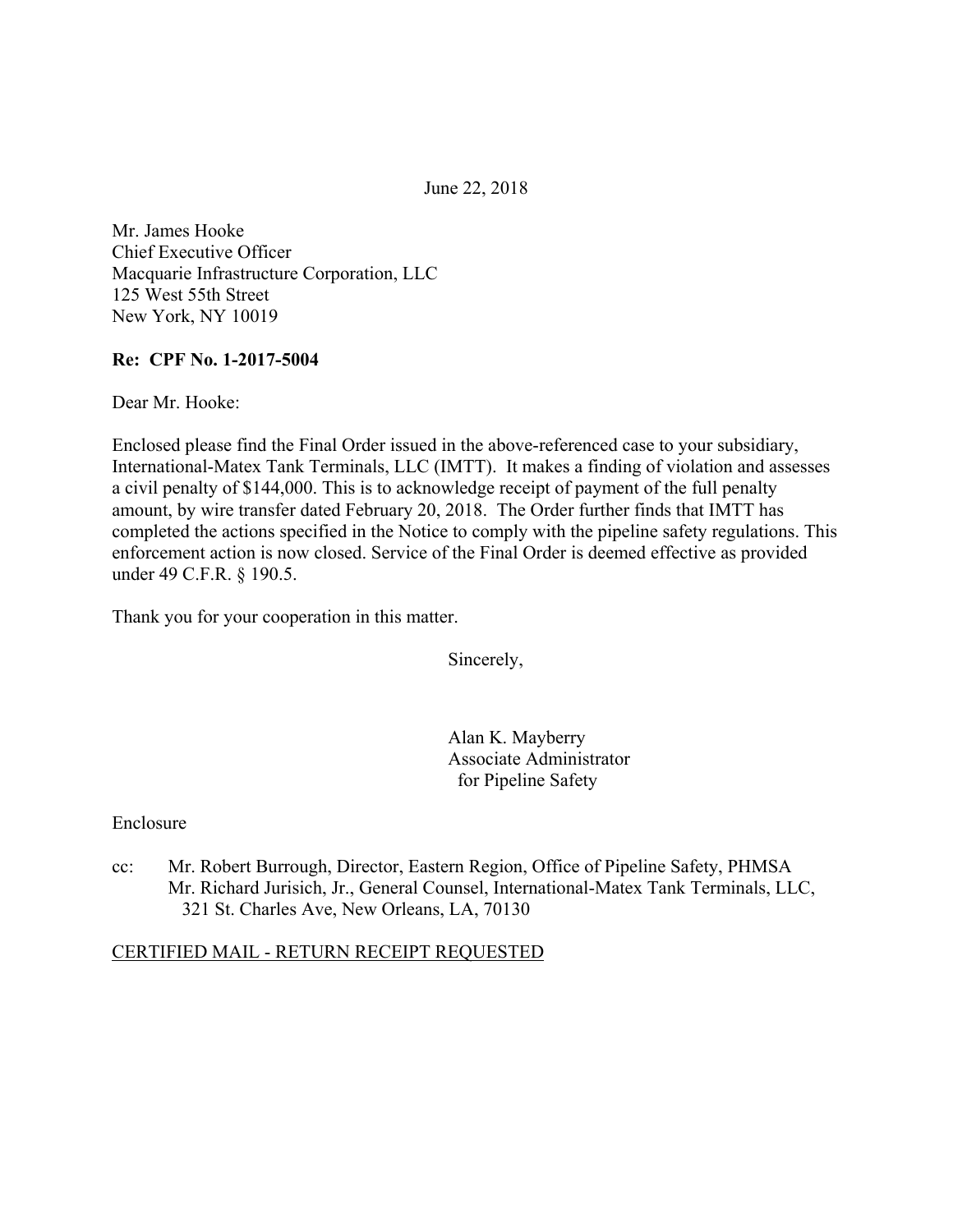June 22, 2018

Mr. James Hooke
Chief Executive Officer
Macquarie Infrastructure Corporation, LLC
125 West 55th Street
New York, NY 10019

**Re: CPF No. 1-2017-5004**

Dear Mr. Hooke:

Enclosed please find the Final Order issued in the above-referenced case to your subsidiary, International-Matex Tank Terminals, LLC (IMTT). It makes a finding of violation and assesses a civil penalty of $144,000. This is to acknowledge receipt of payment of the full penalty amount, by wire transfer dated February 20, 2018. The Order further finds that IMTT has completed the actions specified in the Notice to comply with the pipeline safety regulations. This enforcement action is now closed. Service of the Final Order is deemed effective as provided under 49 C.F.R. § 190.5.

Thank you for your cooperation in this matter.

Sincerely,

Alan K. Mayberry
Associate Administrator
for Pipeline Safety

Enclosure

cc: Mr. Robert Burrough, Director, Eastern Region, Office of Pipeline Safety, PHMSA
Mr. Richard Jurisich, Jr., General Counsel, International-Matex Tank Terminals, LLC, 321 St. Charles Ave, New Orleans, LA, 70130

CERTIFIED MAIL - RETURN RECEIPT REQUESTED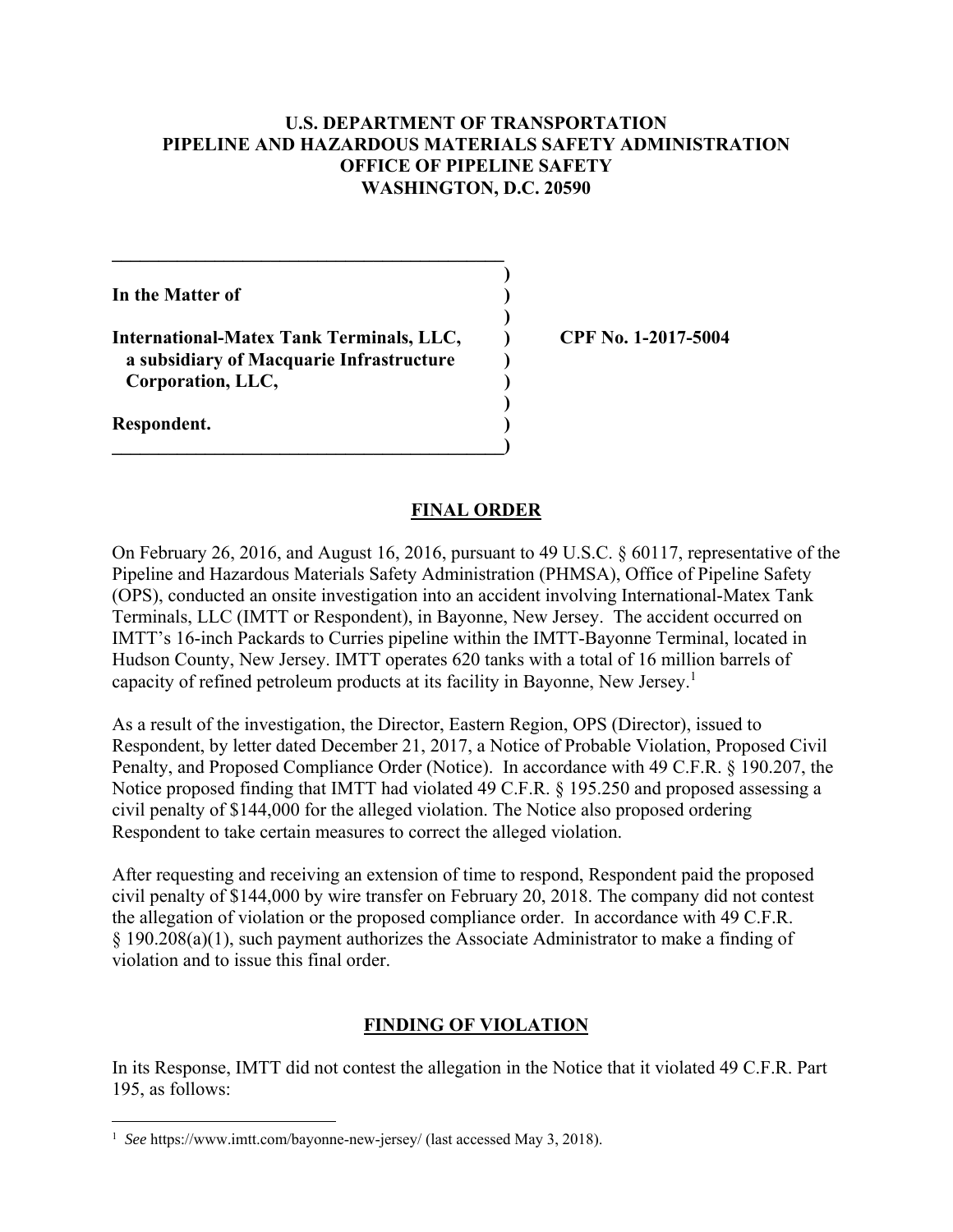**U.S. DEPARTMENT OF TRANSPORTATION**
**PIPELINE AND HAZARDOUS MATERIALS SAFETY ADMINISTRATION**
**OFFICE OF PIPELINE SAFETY**
**WASHINGTON, D.C. 20590**

| | | |
|---|---|---|
| **In the Matter of** | ) | |
| | ) | |
| **International-Matex Tank Terminals, LLC, a subsidiary of Macquarie Infrastructure Corporation, LLC,** | ) | **CPF No. 1-2017-5004** |
| | ) | |
| **Respondent.** | ) | |

## FINAL ORDER

On February 26, 2016, and August 16, 2016, pursuant to 49 U.S.C. § 60117, representative of the Pipeline and Hazardous Materials Safety Administration (PHMSA), Office of Pipeline Safety (OPS), conducted an onsite investigation into an accident involving International-Matex Tank Terminals, LLC (IMTT or Respondent), in Bayonne, New Jersey. The accident occurred on IMTT's 16-inch Packards to Curries pipeline within the IMTT-Bayonne Terminal, located in Hudson County, New Jersey. IMTT operates 620 tanks with a total of 16 million barrels of capacity of refined petroleum products at its facility in Bayonne, New Jersey.[1]

As a result of the investigation, the Director, Eastern Region, OPS (Director), issued to Respondent, by letter dated December 21, 2017, a Notice of Probable Violation, Proposed Civil Penalty, and Proposed Compliance Order (Notice). In accordance with 49 C.F.R. § 190.207, the Notice proposed finding that IMTT had violated 49 C.F.R. § 195.250 and proposed assessing a civil penalty of $144,000 for the alleged violation. The Notice also proposed ordering Respondent to take certain measures to correct the alleged violation.

After requesting and receiving an extension of time to respond, Respondent paid the proposed civil penalty of $144,000 by wire transfer on February 20, 2018. The company did not contest the allegation of violation or the proposed compliance order. In accordance with 49 C.F.R. § 190.208(a)(1), such payment authorizes the Associate Administrator to make a finding of violation and to issue this final order.

## FINDING OF VIOLATION

In its Response, IMTT did not contest the allegation in the Notice that it violated 49 C.F.R. Part 195, as follows:

[1] *See* https://www.imtt.com/bayonne-new-jersey/ (last accessed May 3, 2018).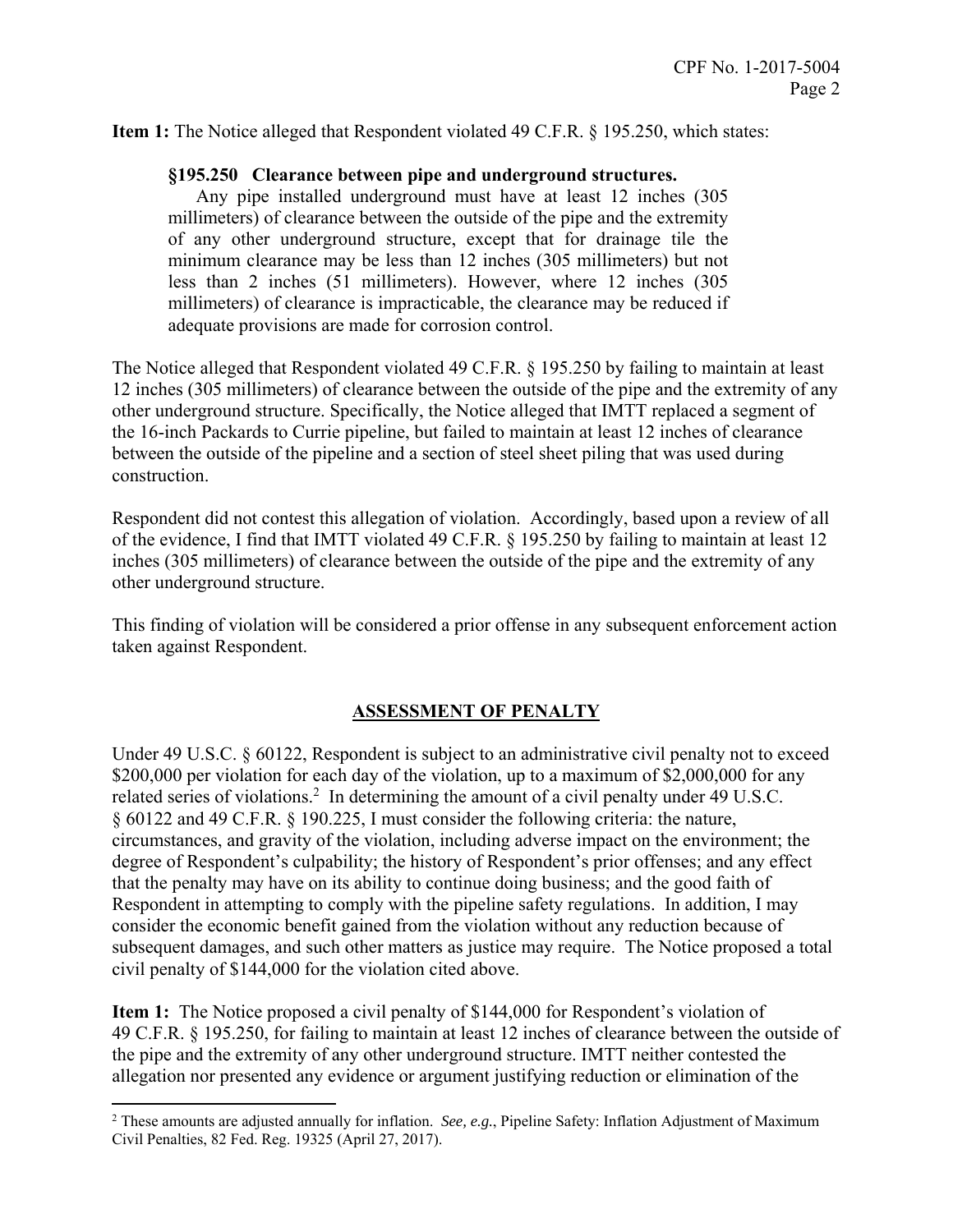**Item 1:** The Notice alleged that Respondent violated 49 C.F.R. § 195.250, which states:

> **§195.250 Clearance between pipe and underground structures.**
> Any pipe installed underground must have at least 12 inches (305 millimeters) of clearance between the outside of the pipe and the extremity of any other underground structure, except that for drainage tile the minimum clearance may be less than 12 inches (305 millimeters) but not less than 2 inches (51 millimeters). However, where 12 inches (305 millimeters) of clearance is impracticable, the clearance may be reduced if adequate provisions are made for corrosion control.

The Notice alleged that Respondent violated 49 C.F.R. § 195.250 by failing to maintain at least 12 inches (305 millimeters) of clearance between the outside of the pipe and the extremity of any other underground structure. Specifically, the Notice alleged that IMTT replaced a segment of the 16-inch Packards to Currie pipeline, but failed to maintain at least 12 inches of clearance between the outside of the pipeline and a section of steel sheet piling that was used during construction.

Respondent did not contest this allegation of violation. Accordingly, based upon a review of all of the evidence, I find that IMTT violated 49 C.F.R. § 195.250 by failing to maintain at least 12 inches (305 millimeters) of clearance between the outside of the pipe and the extremity of any other underground structure.

This finding of violation will be considered a prior offense in any subsequent enforcement action taken against Respondent.

## ASSESSMENT OF PENALTY

Under 49 U.S.C. § 60122, Respondent is subject to an administrative civil penalty not to exceed \$200,000 per violation for each day of the violation, up to a maximum of \$2,000,000 for any related series of violations.[2] In determining the amount of a civil penalty under 49 U.S.C. § 60122 and 49 C.F.R. § 190.225, I must consider the following criteria: the nature, circumstances, and gravity of the violation, including adverse impact on the environment; the degree of Respondent's culpability; the history of Respondent's prior offenses; and any effect that the penalty may have on its ability to continue doing business; and the good faith of Respondent in attempting to comply with the pipeline safety regulations. In addition, I may consider the economic benefit gained from the violation without any reduction because of subsequent damages, and such other matters as justice may require. The Notice proposed a total civil penalty of \$144,000 for the violation cited above.

**Item 1:** The Notice proposed a civil penalty of \$144,000 for Respondent's violation of 49 C.F.R. § 195.250, for failing to maintain at least 12 inches of clearance between the outside of the pipe and the extremity of any other underground structure. IMTT neither contested the allegation nor presented any evidence or argument justifying reduction or elimination of the

[2] These amounts are adjusted annually for inflation. *See, e.g.*, Pipeline Safety: Inflation Adjustment of Maximum Civil Penalties, 82 Fed. Reg. 19325 (April 27, 2017).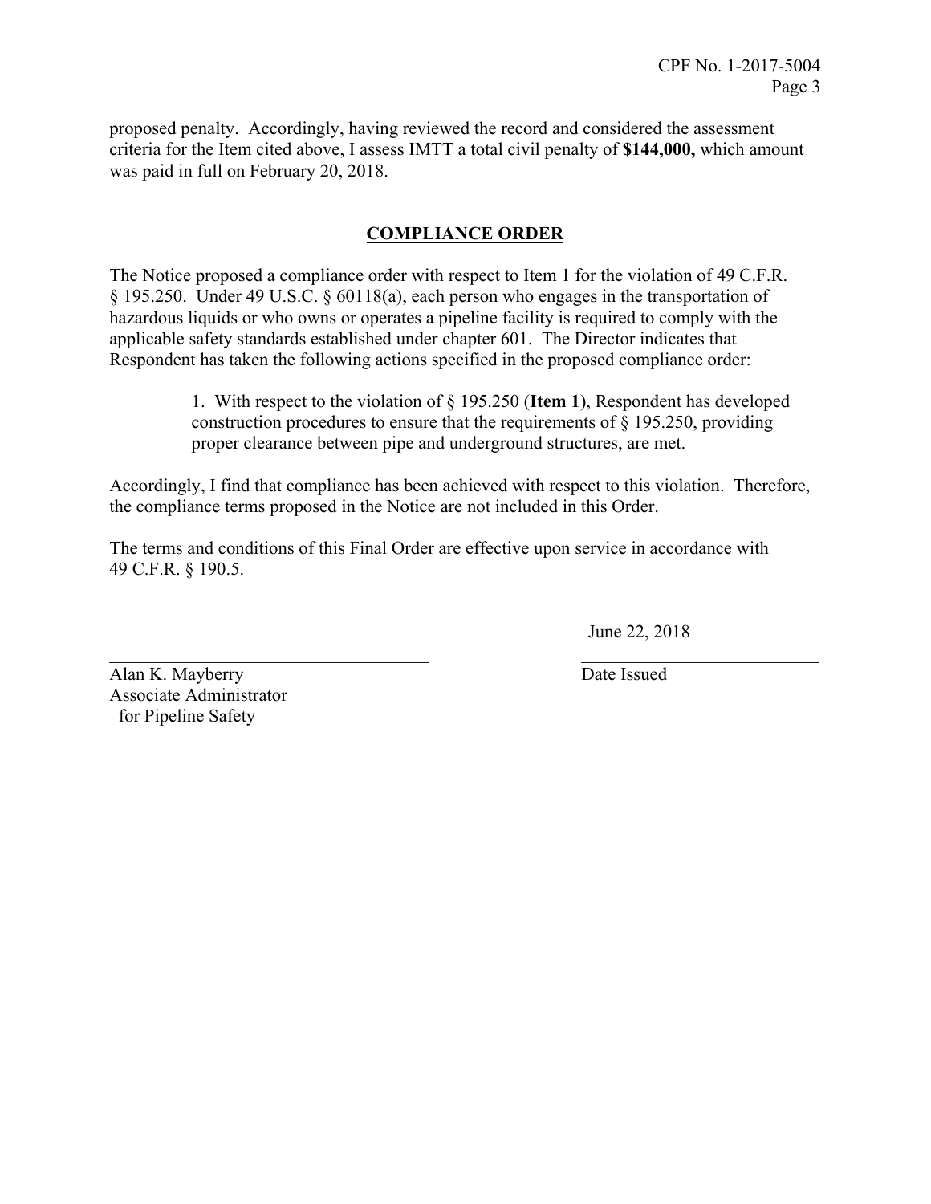proposed penalty. Accordingly, having reviewed the record and considered the assessment criteria for the Item cited above, I assess IMTT a total civil penalty of **$144,000,** which amount was paid in full on February 20, 2018.

## COMPLIANCE ORDER

The Notice proposed a compliance order with respect to Item 1 for the violation of 49 C.F.R. § 195.250. Under 49 U.S.C. § 60118(a), each person who engages in the transportation of hazardous liquids or who owns or operates a pipeline facility is required to comply with the applicable safety standards established under chapter 601. The Director indicates that Respondent has taken the following actions specified in the proposed compliance order:

> 1. With respect to the violation of § 195.250 (**Item 1**), Respondent has developed construction procedures to ensure that the requirements of § 195.250, providing proper clearance between pipe and underground structures, are met.

Accordingly, I find that compliance has been achieved with respect to this violation. Therefore, the compliance terms proposed in the Notice are not included in this Order.

The terms and conditions of this Final Order are effective upon service in accordance with 49 C.F.R. § 190.5.

June 22, 2018

\_\_\_\_\_\_\_\_\_\_\_\_\_\_\_\_\_\_\_\_\_\_\_\_\_\_\_\_\_\_\_\_\_\_\_\_ \_\_\_\_\_\_\_\_\_\_\_\_\_\_\_\_\_\_\_\_\_\_\_\_\_\_\_\_

Alan K. Mayberry
Associate Administrator
for Pipeline Safety

Date Issued